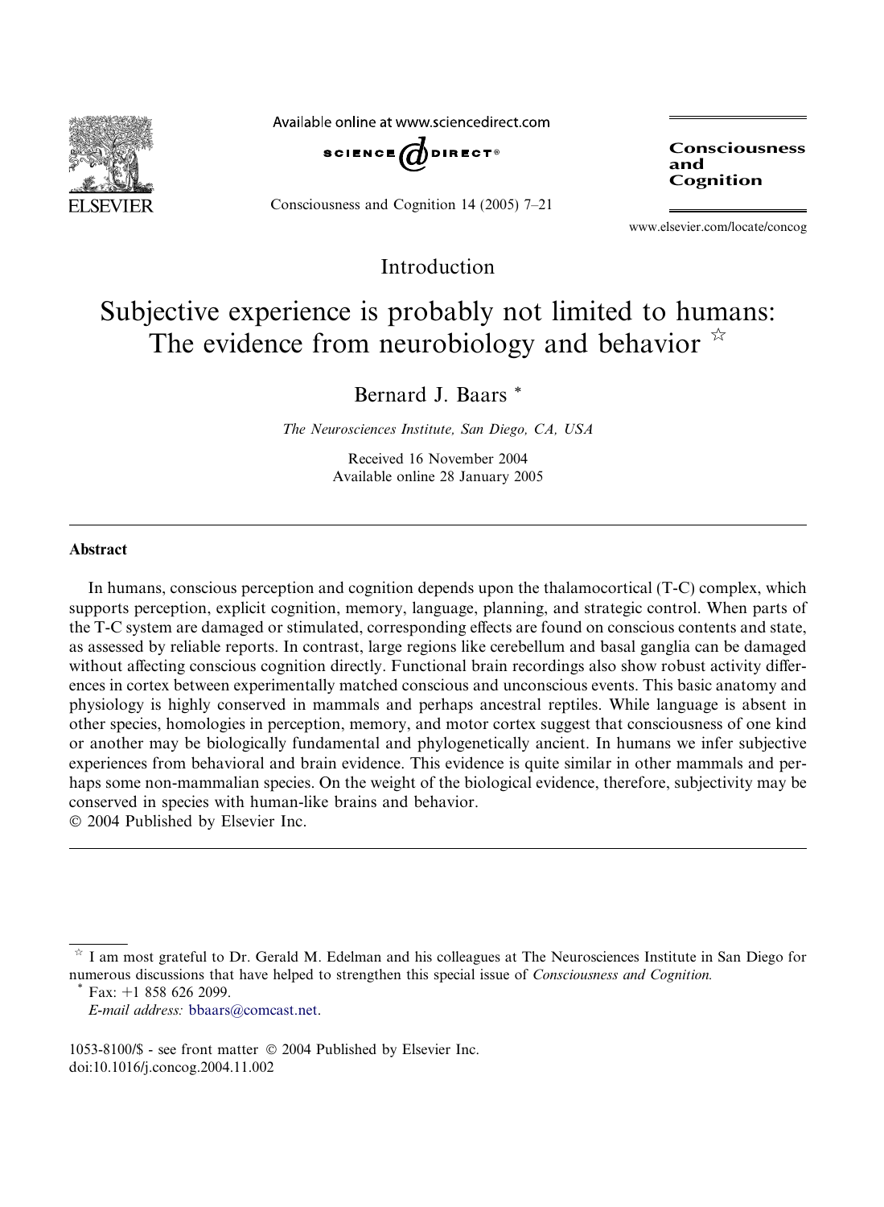Introduction

# Subjective experience is probably not limited to humans: The evidence from neurobiology and behavior ☆

Bernard J. Baars *

*The Neurosciences Institute, San Diego, CA, USA*

Received 16 November 2004
Available online 28 January 2005

## Abstract

In humans, conscious perception and cognition depends upon the thalamocortical (T-C) complex, which supports perception, explicit cognition, memory, language, planning, and strategic control. When parts of the T-C system are damaged or stimulated, corresponding effects are found on conscious contents and state, as assessed by reliable reports. In contrast, large regions like cerebellum and basal ganglia can be damaged without affecting conscious cognition directly. Functional brain recordings also show robust activity differences in cortex between experimentally matched conscious and unconscious events. This basic anatomy and physiology is highly conserved in mammals and perhaps ancestral reptiles. While language is absent in other species, homologies in perception, memory, and motor cortex suggest that consciousness of one kind or another may be biologically fundamental and phylogenetically ancient. In humans we infer subjective experiences from behavioral and brain evidence. This evidence is quite similar in other mammals and perhaps some non-mammalian species. On the weight of the biological evidence, therefore, subjectivity may be conserved in species with human-like brains and behavior.

© 2004 Published by Elsevier Inc.

☆ I am most grateful to Dr. Gerald M. Edelman and his colleagues at The Neurosciences Institute in San Diego for numerous discussions that have helped to strengthen this special issue of *Consciousness and Cognition.*

\* Fax: +1 858 626 2099.
*E-mail address:* bbaars@comcast.net.

1053-8100/$ - see front matter © 2004 Published by Elsevier Inc.
doi:10.1016/j.concog.2004.11.002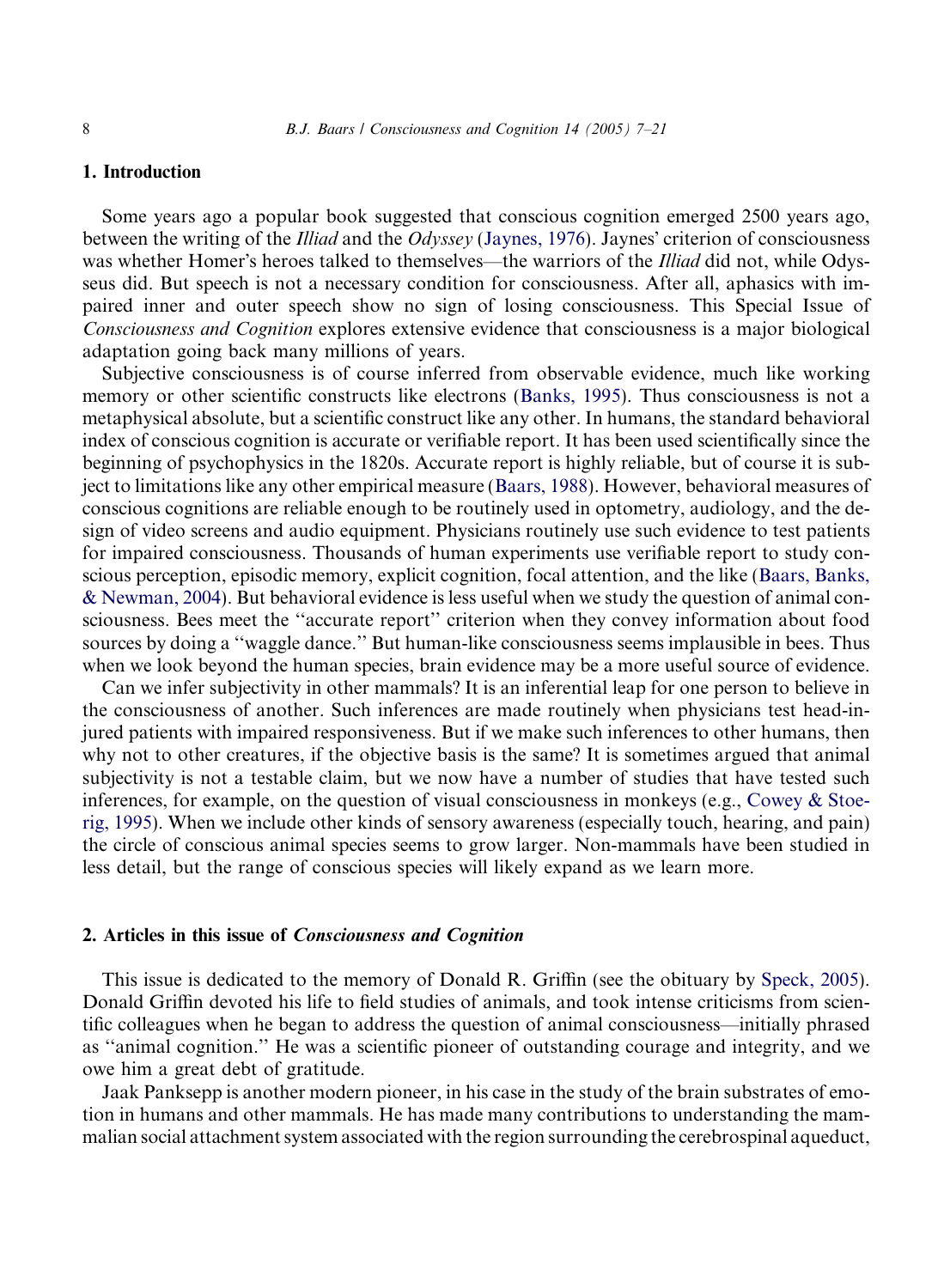## 1. Introduction

Some years ago a popular book suggested that conscious cognition emerged 2500 years ago, between the writing of the *Illiad* and the *Odyssey* (Jaynes, 1976). Jaynes' criterion of consciousness was whether Homer's heroes talked to themselves—the warriors of the *Illiad* did not, while Odysseus did. But speech is not a necessary condition for consciousness. After all, aphasics with impaired inner and outer speech show no sign of losing consciousness. This Special Issue of *Consciousness and Cognition* explores extensive evidence that consciousness is a major biological adaptation going back many millions of years.

Subjective consciousness is of course inferred from observable evidence, much like working memory or other scientific constructs like electrons (Banks, 1995). Thus consciousness is not a metaphysical absolute, but a scientific construct like any other. In humans, the standard behavioral index of conscious cognition is accurate or verifiable report. It has been used scientifically since the beginning of psychophysics in the 1820s. Accurate report is highly reliable, but of course it is subject to limitations like any other empirical measure (Baars, 1988). However, behavioral measures of conscious cognitions are reliable enough to be routinely used in optometry, audiology, and the design of video screens and audio equipment. Physicians routinely use such evidence to test patients for impaired consciousness. Thousands of human experiments use verifiable report to study conscious perception, episodic memory, explicit cognition, focal attention, and the like (Baars, Banks, & Newman, 2004). But behavioral evidence is less useful when we study the question of animal consciousness. Bees meet the ''accurate report'' criterion when they convey information about food sources by doing a ''waggle dance.'' But human-like consciousness seems implausible in bees. Thus when we look beyond the human species, brain evidence may be a more useful source of evidence.

Can we infer subjectivity in other mammals? It is an inferential leap for one person to believe in the consciousness of another. Such inferences are made routinely when physicians test head-injured patients with impaired responsiveness. But if we make such inferences to other humans, then why not to other creatures, if the objective basis is the same? It is sometimes argued that animal subjectivity is not a testable claim, but we now have a number of studies that have tested such inferences, for example, on the question of visual consciousness in monkeys (e.g., Cowey & Stoerig, 1995). When we include other kinds of sensory awareness (especially touch, hearing, and pain) the circle of conscious animal species seems to grow larger. Non-mammals have been studied in less detail, but the range of conscious species will likely expand as we learn more.

## 2. Articles in this issue of *Consciousness and Cognition*

This issue is dedicated to the memory of Donald R. Griffin (see the obituary by Speck, 2005). Donald Griffin devoted his life to field studies of animals, and took intense criticisms from scientific colleagues when he began to address the question of animal consciousness—initially phrased as ''animal cognition.'' He was a scientific pioneer of outstanding courage and integrity, and we owe him a great debt of gratitude.

Jaak Panksepp is another modern pioneer, in his case in the study of the brain substrates of emotion in humans and other mammals. He has made many contributions to understanding the mammalian social attachment system associated with the region surrounding the cerebrospinal aqueduct,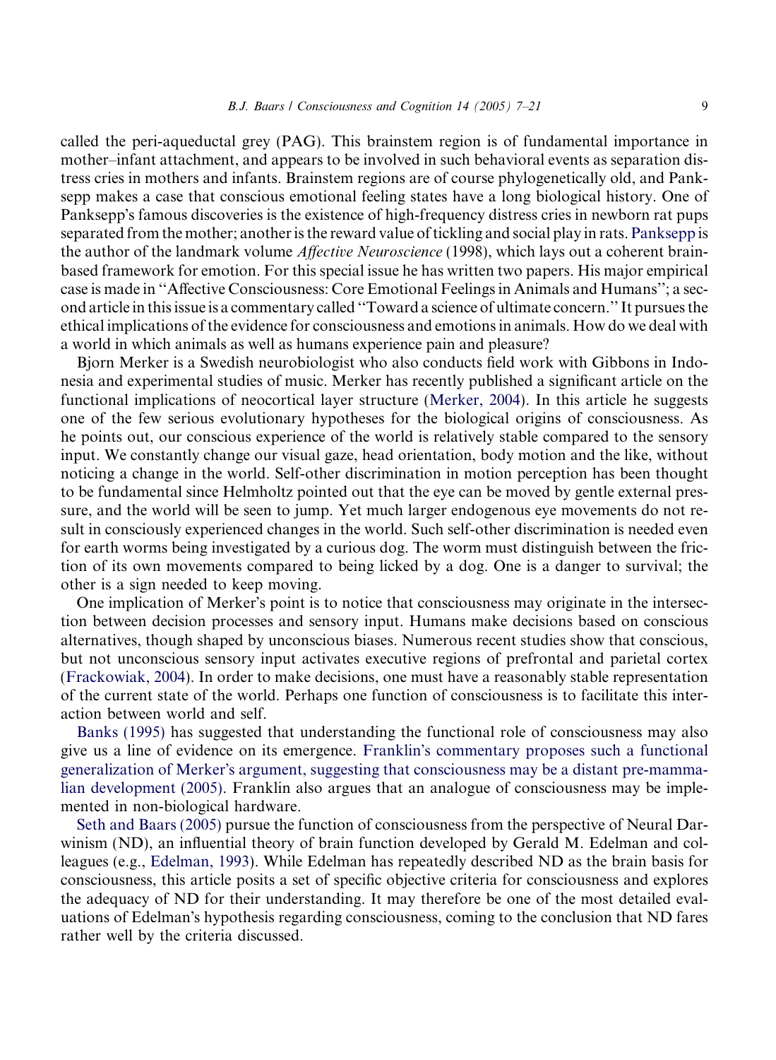called the peri-aqueductal grey (PAG). This brainstem region is of fundamental importance in mother–infant attachment, and appears to be involved in such behavioral events as separation distress cries in mothers and infants. Brainstem regions are of course phylogenetically old, and Panksepp makes a case that conscious emotional feeling states have a long biological history. One of Panksepp's famous discoveries is the existence of high-frequency distress cries in newborn rat pups separated from the mother; another is the reward value of tickling and social play in rats. Panksepp is the author of the landmark volume *Affective Neuroscience* (1998), which lays out a coherent brain-based framework for emotion. For this special issue he has written two papers. His major empirical case is made in ''Affective Consciousness: Core Emotional Feelings in Animals and Humans''; a second article in this issue is a commentary called ''Toward a science of ultimate concern.'' It pursues the ethical implications of the evidence for consciousness and emotions in animals. How do we deal with a world in which animals as well as humans experience pain and pleasure?

Bjorn Merker is a Swedish neurobiologist who also conducts field work with Gibbons in Indonesia and experimental studies of music. Merker has recently published a significant article on the functional implications of neocortical layer structure (Merker, 2004). In this article he suggests one of the few serious evolutionary hypotheses for the biological origins of consciousness. As he points out, our conscious experience of the world is relatively stable compared to the sensory input. We constantly change our visual gaze, head orientation, body motion and the like, without noticing a change in the world. Self-other discrimination in motion perception has been thought to be fundamental since Helmholtz pointed out that the eye can be moved by gentle external pressure, and the world will be seen to jump. Yet much larger endogenous eye movements do not result in consciously experienced changes in the world. Such self-other discrimination is needed even for earth worms being investigated by a curious dog. The worm must distinguish between the friction of its own movements compared to being licked by a dog. One is a danger to survival; the other is a sign needed to keep moving.

One implication of Merker's point is to notice that consciousness may originate in the intersection between decision processes and sensory input. Humans make decisions based on conscious alternatives, though shaped by unconscious biases. Numerous recent studies show that conscious, but not unconscious sensory input activates executive regions of prefrontal and parietal cortex (Frackowiak, 2004). In order to make decisions, one must have a reasonably stable representation of the current state of the world. Perhaps one function of consciousness is to facilitate this interaction between world and self.

Banks (1995) has suggested that understanding the functional role of consciousness may also give us a line of evidence on its emergence. Franklin's commentary proposes such a functional generalization of Merker's argument, suggesting that consciousness may be a distant pre-mammalian development (2005). Franklin also argues that an analogue of consciousness may be implemented in non-biological hardware.

Seth and Baars (2005) pursue the function of consciousness from the perspective of Neural Darwinism (ND), an influential theory of brain function developed by Gerald M. Edelman and colleagues (e.g., Edelman, 1993). While Edelman has repeatedly described ND as the brain basis for consciousness, this article posits a set of specific objective criteria for consciousness and explores the adequacy of ND for their understanding. It may therefore be one of the most detailed evaluations of Edelman's hypothesis regarding consciousness, coming to the conclusion that ND fares rather well by the criteria discussed.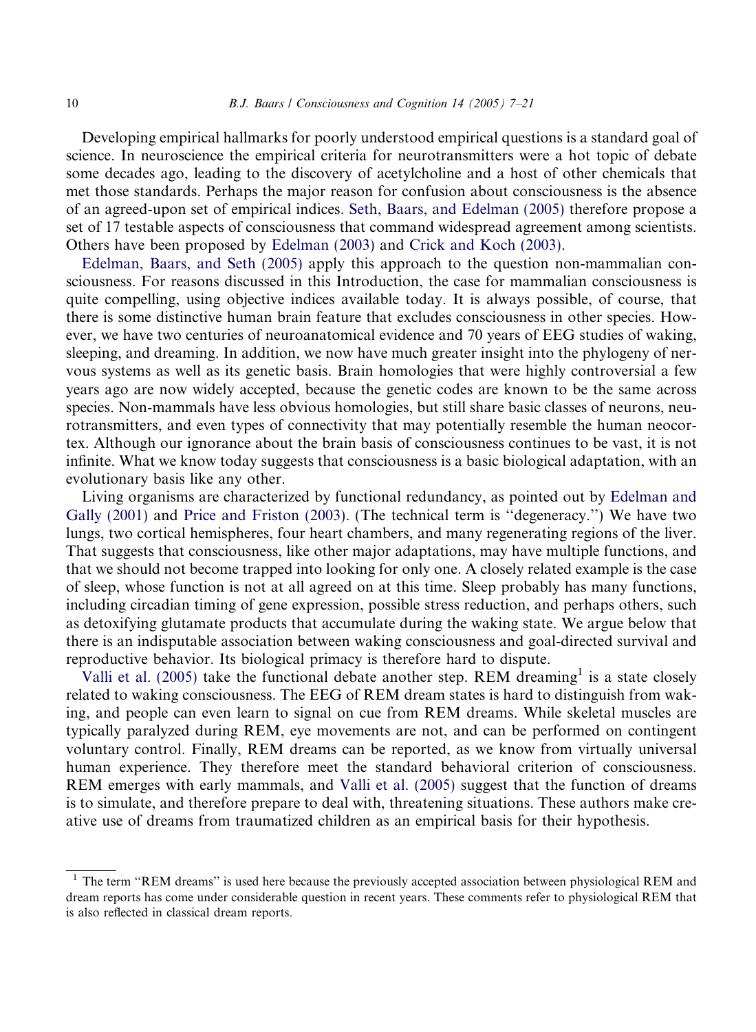Developing empirical hallmarks for poorly understood empirical questions is a standard goal of science. In neuroscience the empirical criteria for neurotransmitters were a hot topic of debate some decades ago, leading to the discovery of acetylcholine and a host of other chemicals that met those standards. Perhaps the major reason for confusion about consciousness is the absence of an agreed-upon set of empirical indices. Seth, Baars, and Edelman (2005) therefore propose a set of 17 testable aspects of consciousness that command widespread agreement among scientists. Others have been proposed by Edelman (2003) and Crick and Koch (2003).

Edelman, Baars, and Seth (2005) apply this approach to the question non-mammalian consciousness. For reasons discussed in this Introduction, the case for mammalian consciousness is quite compelling, using objective indices available today. It is always possible, of course, that there is some distinctive human brain feature that excludes consciousness in other species. However, we have two centuries of neuroanatomical evidence and 70 years of EEG studies of waking, sleeping, and dreaming. In addition, we now have much greater insight into the phylogeny of nervous systems as well as its genetic basis. Brain homologies that were highly controversial a few years ago are now widely accepted, because the genetic codes are known to be the same across species. Non-mammals have less obvious homologies, but still share basic classes of neurons, neurotransmitters, and even types of connectivity that may potentially resemble the human neocortex. Although our ignorance about the brain basis of consciousness continues to be vast, it is not infinite. What we know today suggests that consciousness is a basic biological adaptation, with an evolutionary basis like any other.

Living organisms are characterized by functional redundancy, as pointed out by Edelman and Gally (2001) and Price and Friston (2003). (The technical term is ''degeneracy.'') We have two lungs, two cortical hemispheres, four heart chambers, and many regenerating regions of the liver. That suggests that consciousness, like other major adaptations, may have multiple functions, and that we should not become trapped into looking for only one. A closely related example is the case of sleep, whose function is not at all agreed on at this time. Sleep probably has many functions, including circadian timing of gene expression, possible stress reduction, and perhaps others, such as detoxifying glutamate products that accumulate during the waking state. We argue below that there is an indisputable association between waking consciousness and goal-directed survival and reproductive behavior. Its biological primacy is therefore hard to dispute.

Valli et al. (2005) take the functional debate another step. REM dreaming[1] is a state closely related to waking consciousness. The EEG of REM dream states is hard to distinguish from waking, and people can even learn to signal on cue from REM dreams. While skeletal muscles are typically paralyzed during REM, eye movements are not, and can be performed on contingent voluntary control. Finally, REM dreams can be reported, as we know from virtually universal human experience. They therefore meet the standard behavioral criterion of consciousness. REM emerges with early mammals, and Valli et al. (2005) suggest that the function of dreams is to simulate, and therefore prepare to deal with, threatening situations. These authors make creative use of dreams from traumatized children as an empirical basis for their hypothesis.

---

[1] The term ''REM dreams'' is used here because the previously accepted association between physiological REM and dream reports has come under considerable question in recent years. These comments refer to physiological REM that is also reflected in classical dream reports.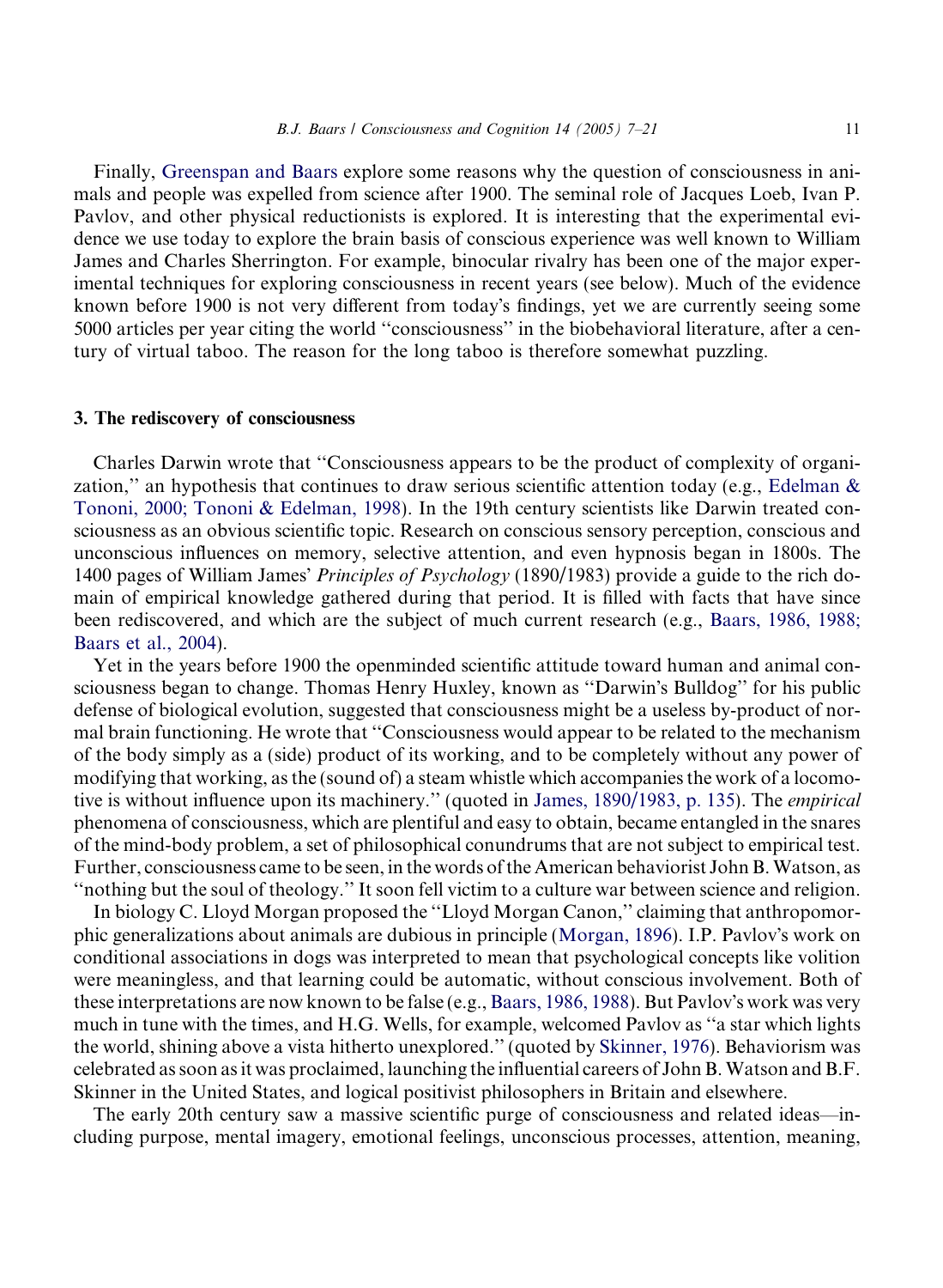Finally, Greenspan and Baars explore some reasons why the question of consciousness in animals and people was expelled from science after 1900. The seminal role of Jacques Loeb, Ivan P. Pavlov, and other physical reductionists is explored. It is interesting that the experimental evidence we use today to explore the brain basis of conscious experience was well known to William James and Charles Sherrington. For example, binocular rivalry has been one of the major experimental techniques for exploring consciousness in recent years (see below). Much of the evidence known before 1900 is not very different from today's findings, yet we are currently seeing some 5000 articles per year citing the world ''consciousness'' in the biobehavioral literature, after a century of virtual taboo. The reason for the long taboo is therefore somewhat puzzling.

## 3. The rediscovery of consciousness

Charles Darwin wrote that ''Consciousness appears to be the product of complexity of organization,'' an hypothesis that continues to draw serious scientific attention today (e.g., Edelman & Tononi, 2000; Tononi & Edelman, 1998). In the 19th century scientists like Darwin treated consciousness as an obvious scientific topic. Research on conscious sensory perception, conscious and unconscious influences on memory, selective attention, and even hypnosis began in 1800s. The 1400 pages of William James' *Principles of Psychology* (1890/1983) provide a guide to the rich domain of empirical knowledge gathered during that period. It is filled with facts that have since been rediscovered, and which are the subject of much current research (e.g., Baars, 1986, 1988; Baars et al., 2004).

Yet in the years before 1900 the openminded scientific attitude toward human and animal consciousness began to change. Thomas Henry Huxley, known as ''Darwin's Bulldog'' for his public defense of biological evolution, suggested that consciousness might be a useless by-product of normal brain functioning. He wrote that ''Consciousness would appear to be related to the mechanism of the body simply as a (side) product of its working, and to be completely without any power of modifying that working, as the (sound of) a steam whistle which accompanies the work of a locomotive is without influence upon its machinery.'' (quoted in James, 1890/1983, p. 135). The *empirical* phenomena of consciousness, which are plentiful and easy to obtain, became entangled in the snares of the mind-body problem, a set of philosophical conundrums that are not subject to empirical test. Further, consciousness came to be seen, in the words of the American behaviorist John B. Watson, as ''nothing but the soul of theology.'' It soon fell victim to a culture war between science and religion.

In biology C. Lloyd Morgan proposed the ''Lloyd Morgan Canon,'' claiming that anthropomorphic generalizations about animals are dubious in principle (Morgan, 1896). I.P. Pavlov's work on conditional associations in dogs was interpreted to mean that psychological concepts like volition were meaningless, and that learning could be automatic, without conscious involvement. Both of these interpretations are now known to be false (e.g., Baars, 1986, 1988). But Pavlov's work was very much in tune with the times, and H.G. Wells, for example, welcomed Pavlov as ''a star which lights the world, shining above a vista hitherto unexplored.'' (quoted by Skinner, 1976). Behaviorism was celebrated as soon as it was proclaimed, launching the influential careers of John B. Watson and B.F. Skinner in the United States, and logical positivist philosophers in Britain and elsewhere.

The early 20th century saw a massive scientific purge of consciousness and related ideas—including purpose, mental imagery, emotional feelings, unconscious processes, attention, meaning,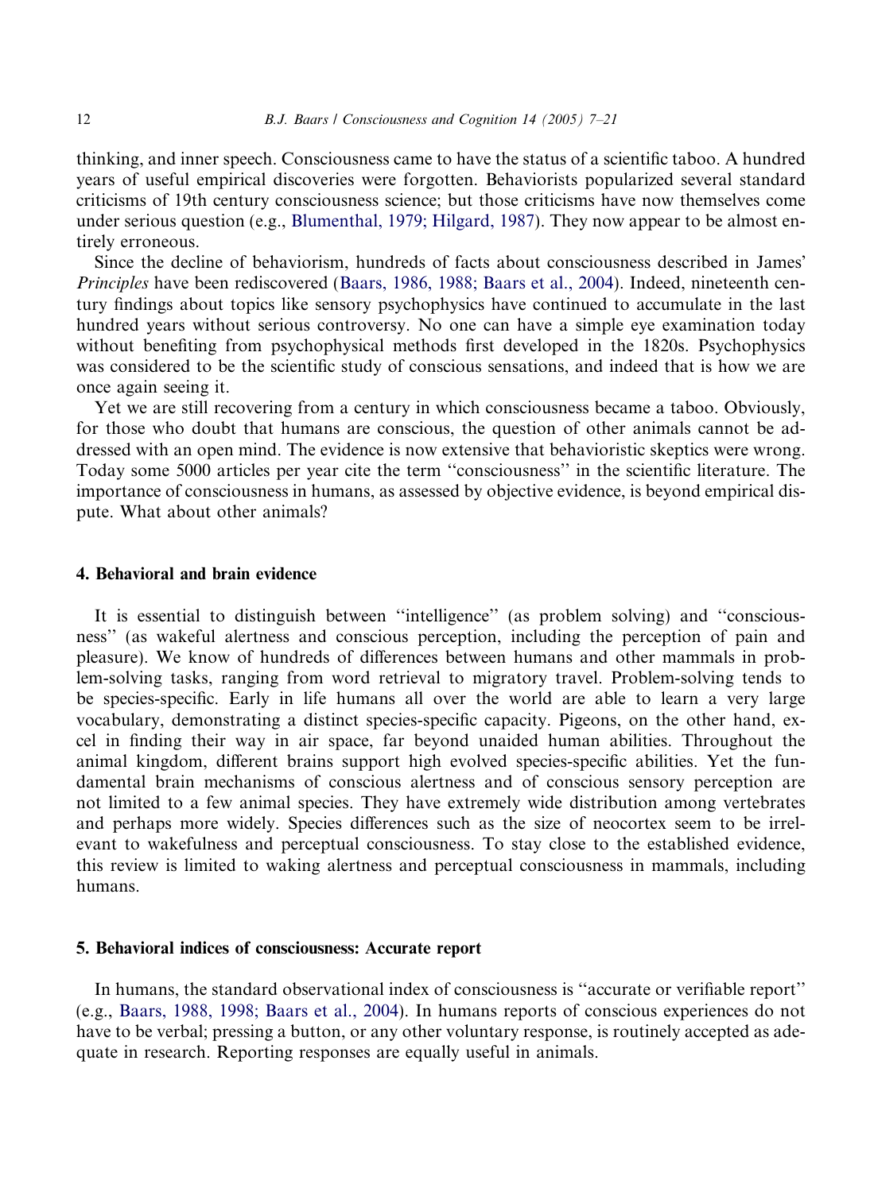thinking, and inner speech. Consciousness came to have the status of a scientific taboo. A hundred years of useful empirical discoveries were forgotten. Behaviorists popularized several standard criticisms of 19th century consciousness science; but those criticisms have now themselves come under serious question (e.g., Blumenthal, 1979; Hilgard, 1987). They now appear to be almost entirely erroneous.

Since the decline of behaviorism, hundreds of facts about consciousness described in James' *Principles* have been rediscovered (Baars, 1986, 1988; Baars et al., 2004). Indeed, nineteenth century findings about topics like sensory psychophysics have continued to accumulate in the last hundred years without serious controversy. No one can have a simple eye examination today without benefiting from psychophysical methods first developed in the 1820s. Psychophysics was considered to be the scientific study of conscious sensations, and indeed that is how we are once again seeing it.

Yet we are still recovering from a century in which consciousness became a taboo. Obviously, for those who doubt that humans are conscious, the question of other animals cannot be addressed with an open mind. The evidence is now extensive that behavioristic skeptics were wrong. Today some 5000 articles per year cite the term "consciousness" in the scientific literature. The importance of consciousness in humans, as assessed by objective evidence, is beyond empirical dispute. What about other animals?

## 4. Behavioral and brain evidence

It is essential to distinguish between "intelligence" (as problem solving) and "consciousness" (as wakeful alertness and conscious perception, including the perception of pain and pleasure). We know of hundreds of differences between humans and other mammals in problem-solving tasks, ranging from word retrieval to migratory travel. Problem-solving tends to be species-specific. Early in life humans all over the world are able to learn a very large vocabulary, demonstrating a distinct species-specific capacity. Pigeons, on the other hand, excel in finding their way in air space, far beyond unaided human abilities. Throughout the animal kingdom, different brains support high evolved species-specific abilities. Yet the fundamental brain mechanisms of conscious alertness and of conscious sensory perception are not limited to a few animal species. They have extremely wide distribution among vertebrates and perhaps more widely. Species differences such as the size of neocortex seem to be irrelevant to wakefulness and perceptual consciousness. To stay close to the established evidence, this review is limited to waking alertness and perceptual consciousness in mammals, including humans.

## 5. Behavioral indices of consciousness: Accurate report

In humans, the standard observational index of consciousness is "accurate or verifiable report" (e.g., Baars, 1988, 1998; Baars et al., 2004). In humans reports of conscious experiences do not have to be verbal; pressing a button, or any other voluntary response, is routinely accepted as adequate in research. Reporting responses are equally useful in animals.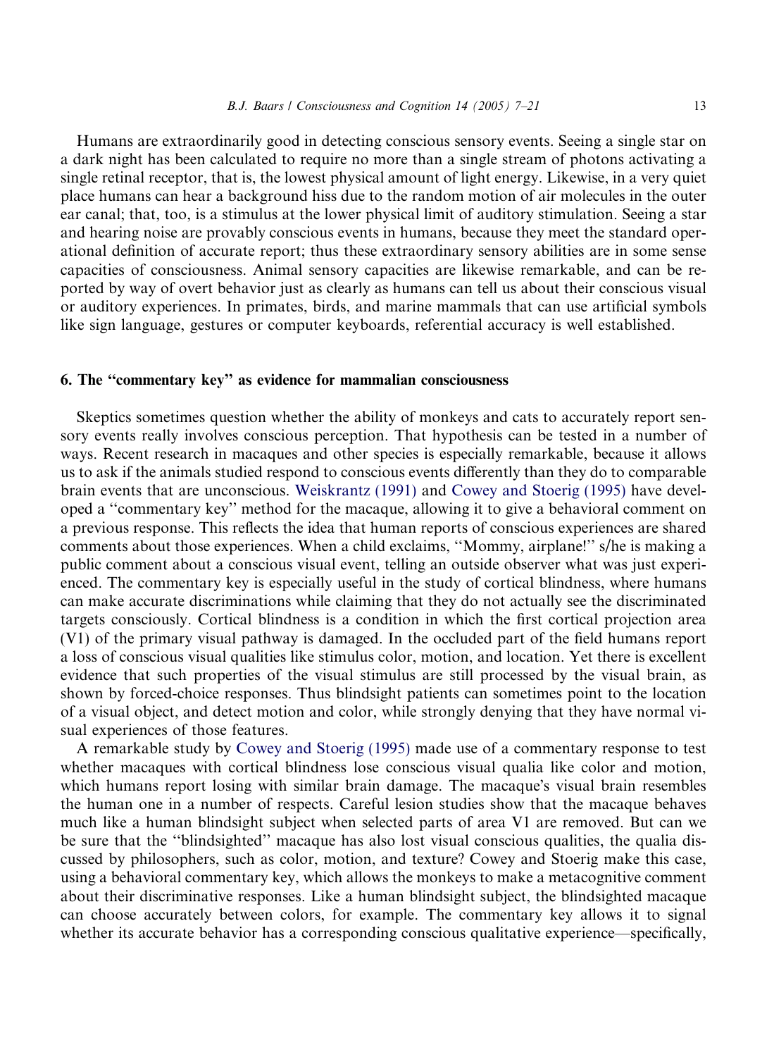Humans are extraordinarily good in detecting conscious sensory events. Seeing a single star on a dark night has been calculated to require no more than a single stream of photons activating a single retinal receptor, that is, the lowest physical amount of light energy. Likewise, in a very quiet place humans can hear a background hiss due to the random motion of air molecules in the outer ear canal; that, too, is a stimulus at the lower physical limit of auditory stimulation. Seeing a star and hearing noise are provably conscious events in humans, because they meet the standard operational definition of accurate report; thus these extraordinary sensory abilities are in some sense capacities of consciousness. Animal sensory capacities are likewise remarkable, and can be reported by way of overt behavior just as clearly as humans can tell us about their conscious visual or auditory experiences. In primates, birds, and marine mammals that can use artificial symbols like sign language, gestures or computer keyboards, referential accuracy is well established.

## 6. The "commentary key" as evidence for mammalian consciousness

Skeptics sometimes question whether the ability of monkeys and cats to accurately report sensory events really involves conscious perception. That hypothesis can be tested in a number of ways. Recent research in macaques and other species is especially remarkable, because it allows us to ask if the animals studied respond to conscious events differently than they do to comparable brain events that are unconscious. Weiskrantz (1991) and Cowey and Stoerig (1995) have developed a "commentary key" method for the macaque, allowing it to give a behavioral comment on a previous response. This reflects the idea that human reports of conscious experiences are shared comments about those experiences. When a child exclaims, "Mommy, airplane!" s/he is making a public comment about a conscious visual event, telling an outside observer what was just experienced. The commentary key is especially useful in the study of cortical blindness, where humans can make accurate discriminations while claiming that they do not actually see the discriminated targets consciously. Cortical blindness is a condition in which the first cortical projection area (V1) of the primary visual pathway is damaged. In the occluded part of the field humans report a loss of conscious visual qualities like stimulus color, motion, and location. Yet there is excellent evidence that such properties of the visual stimulus are still processed by the visual brain, as shown by forced-choice responses. Thus blindsight patients can sometimes point to the location of a visual object, and detect motion and color, while strongly denying that they have normal visual experiences of those features.

A remarkable study by Cowey and Stoerig (1995) made use of a commentary response to test whether macaques with cortical blindness lose conscious visual qualia like color and motion, which humans report losing with similar brain damage. The macaque's visual brain resembles the human one in a number of respects. Careful lesion studies show that the macaque behaves much like a human blindsight subject when selected parts of area V1 are removed. But can we be sure that the "blindsighted" macaque has also lost visual conscious qualities, the qualia discussed by philosophers, such as color, motion, and texture? Cowey and Stoerig make this case, using a behavioral commentary key, which allows the monkeys to make a metacognitive comment about their discriminative responses. Like a human blindsight subject, the blindsighted macaque can choose accurately between colors, for example. The commentary key allows it to signal whether its accurate behavior has a corresponding conscious qualitative experience—specifically,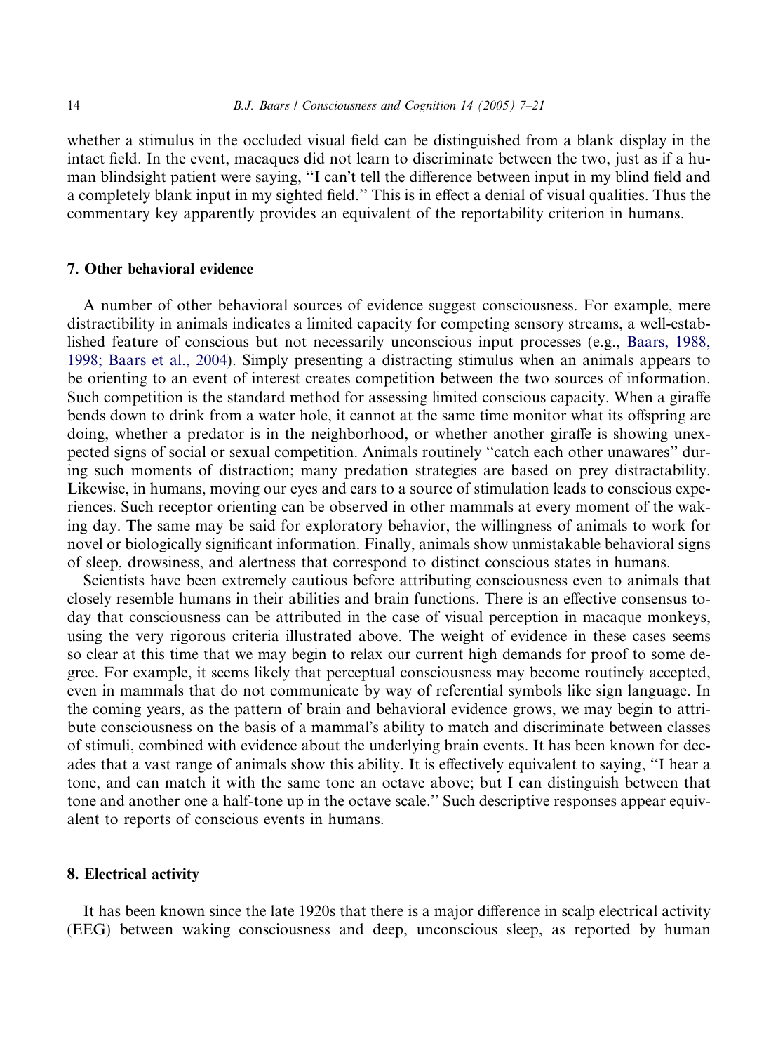whether a stimulus in the occluded visual field can be distinguished from a blank display in the intact field. In the event, macaques did not learn to discriminate between the two, just as if a human blindsight patient were saying, "I can't tell the difference between input in my blind field and a completely blank input in my sighted field." This is in effect a denial of visual qualities. Thus the commentary key apparently provides an equivalent of the reportability criterion in humans.

## 7. Other behavioral evidence

A number of other behavioral sources of evidence suggest consciousness. For example, mere distractibility in animals indicates a limited capacity for competing sensory streams, a well-established feature of conscious but not necessarily unconscious input processes (e.g., Baars, 1988, 1998; Baars et al., 2004). Simply presenting a distracting stimulus when an animals appears to be orienting to an event of interest creates competition between the two sources of information. Such competition is the standard method for assessing limited conscious capacity. When a giraffe bends down to drink from a water hole, it cannot at the same time monitor what its offspring are doing, whether a predator is in the neighborhood, or whether another giraffe is showing unexpected signs of social or sexual competition. Animals routinely "catch each other unawares" during such moments of distraction; many predation strategies are based on prey distractability. Likewise, in humans, moving our eyes and ears to a source of stimulation leads to conscious experiences. Such receptor orienting can be observed in other mammals at every moment of the waking day. The same may be said for exploratory behavior, the willingness of animals to work for novel or biologically significant information. Finally, animals show unmistakable behavioral signs of sleep, drowsiness, and alertness that correspond to distinct conscious states in humans.

Scientists have been extremely cautious before attributing consciousness even to animals that closely resemble humans in their abilities and brain functions. There is an effective consensus today that consciousness can be attributed in the case of visual perception in macaque monkeys, using the very rigorous criteria illustrated above. The weight of evidence in these cases seems so clear at this time that we may begin to relax our current high demands for proof to some degree. For example, it seems likely that perceptual consciousness may become routinely accepted, even in mammals that do not communicate by way of referential symbols like sign language. In the coming years, as the pattern of brain and behavioral evidence grows, we may begin to attribute consciousness on the basis of a mammal's ability to match and discriminate between classes of stimuli, combined with evidence about the underlying brain events. It has been known for decades that a vast range of animals show this ability. It is effectively equivalent to saying, "I hear a tone, and can match it with the same tone an octave above; but I can distinguish between that tone and another one a half-tone up in the octave scale." Such descriptive responses appear equivalent to reports of conscious events in humans.

## 8. Electrical activity

It has been known since the late 1920s that there is a major difference in scalp electrical activity (EEG) between waking consciousness and deep, unconscious sleep, as reported by human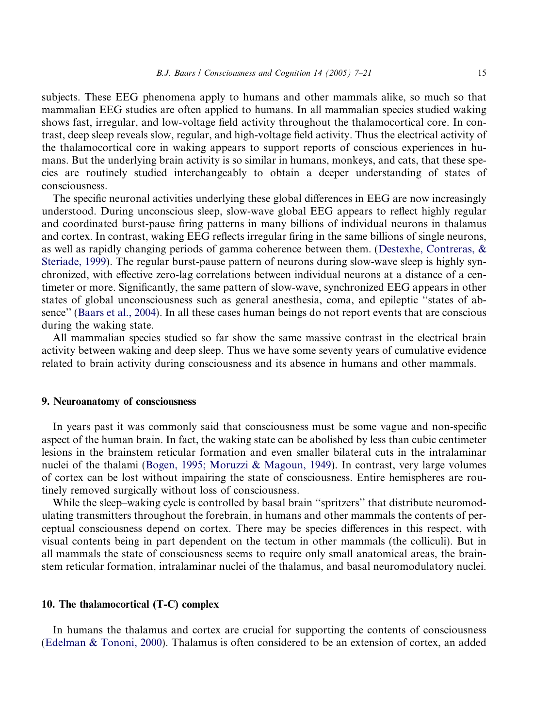subjects. These EEG phenomena apply to humans and other mammals alike, so much so that mammalian EEG studies are often applied to humans. In all mammalian species studied waking shows fast, irregular, and low-voltage field activity throughout the thalamocortical core. In contrast, deep sleep reveals slow, regular, and high-voltage field activity. Thus the electrical activity of the thalamocortical core in waking appears to support reports of conscious experiences in humans. But the underlying brain activity is so similar in humans, monkeys, and cats, that these species are routinely studied interchangeably to obtain a deeper understanding of states of consciousness.

The specific neuronal activities underlying these global differences in EEG are now increasingly understood. During unconscious sleep, slow-wave global EEG appears to reflect highly regular and coordinated burst-pause firing patterns in many billions of individual neurons in thalamus and cortex. In contrast, waking EEG reflects irregular firing in the same billions of single neurons, as well as rapidly changing periods of gamma coherence between them. (Destexhe, Contreras, & Steriade, 1999). The regular burst-pause pattern of neurons during slow-wave sleep is highly synchronized, with effective zero-lag correlations between individual neurons at a distance of a centimeter or more. Significantly, the same pattern of slow-wave, synchronized EEG appears in other states of global unconsciousness such as general anesthesia, coma, and epileptic "states of absence" (Baars et al., 2004). In all these cases human beings do not report events that are conscious during the waking state.

All mammalian species studied so far show the same massive contrast in the electrical brain activity between waking and deep sleep. Thus we have some seventy years of cumulative evidence related to brain activity during consciousness and its absence in humans and other mammals.

## 9. Neuroanatomy of consciousness

In years past it was commonly said that consciousness must be some vague and non-specific aspect of the human brain. In fact, the waking state can be abolished by less than cubic centimeter lesions in the brainstem reticular formation and even smaller bilateral cuts in the intralaminar nuclei of the thalami (Bogen, 1995; Moruzzi & Magoun, 1949). In contrast, very large volumes of cortex can be lost without impairing the state of consciousness. Entire hemispheres are routinely removed surgically without loss of consciousness.

While the sleep–waking cycle is controlled by basal brain "spritzers" that distribute neuromodulating transmitters throughout the forebrain, in humans and other mammals the contents of perceptual consciousness depend on cortex. There may be species differences in this respect, with visual contents being in part dependent on the tectum in other mammals (the colliculi). But in all mammals the state of consciousness seems to require only small anatomical areas, the brainstem reticular formation, intralaminar nuclei of the thalamus, and basal neuromodulatory nuclei.

## 10. The thalamocortical (T-C) complex

In humans the thalamus and cortex are crucial for supporting the contents of consciousness (Edelman & Tononi, 2000). Thalamus is often considered to be an extension of cortex, an added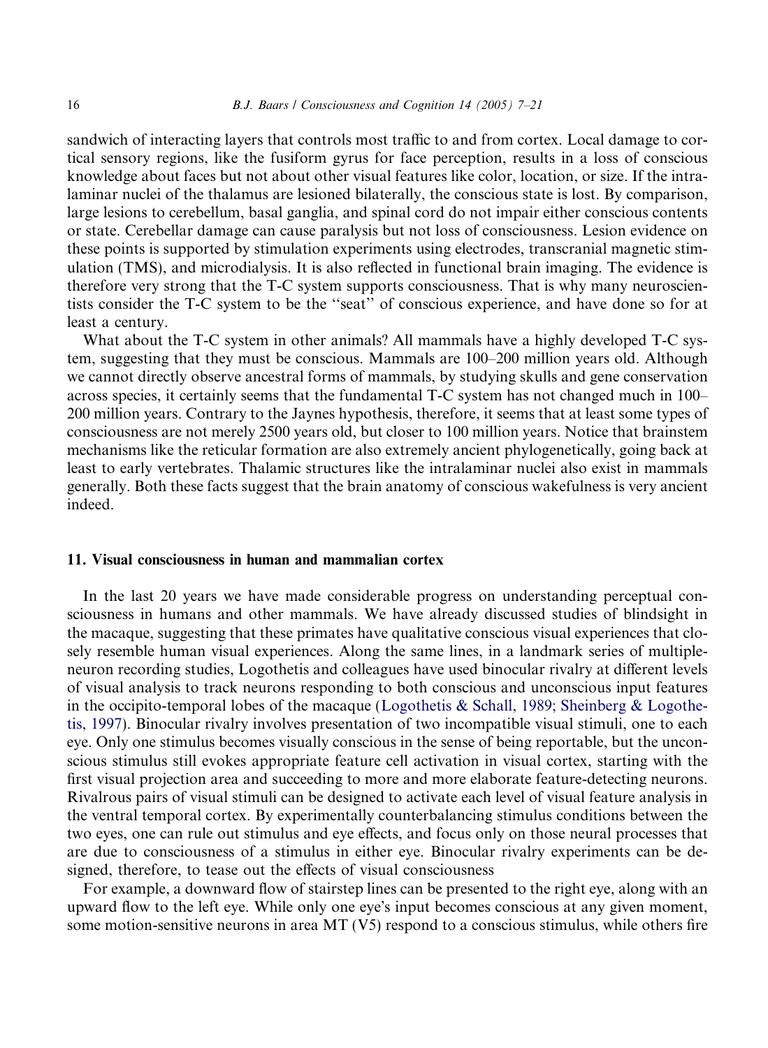sandwich of interacting layers that controls most traffic to and from cortex. Local damage to cortical sensory regions, like the fusiform gyrus for face perception, results in a loss of conscious knowledge about faces but not about other visual features like color, location, or size. If the intralaminar nuclei of the thalamus are lesioned bilaterally, the conscious state is lost. By comparison, large lesions to cerebellum, basal ganglia, and spinal cord do not impair either conscious contents or state. Cerebellar damage can cause paralysis but not loss of consciousness. Lesion evidence on these points is supported by stimulation experiments using electrodes, transcranial magnetic stimulation (TMS), and microdialysis. It is also reflected in functional brain imaging. The evidence is therefore very strong that the T-C system supports consciousness. That is why many neuroscientists consider the T-C system to be the "seat" of conscious experience, and have done so for at least a century.

What about the T-C system in other animals? All mammals have a highly developed T-C system, suggesting that they must be conscious. Mammals are 100–200 million years old. Although we cannot directly observe ancestral forms of mammals, by studying skulls and gene conservation across species, it certainly seems that the fundamental T-C system has not changed much in 100–200 million years. Contrary to the Jaynes hypothesis, therefore, it seems that at least some types of consciousness are not merely 2500 years old, but closer to 100 million years. Notice that brainstem mechanisms like the reticular formation are also extremely ancient phylogenetically, going back at least to early vertebrates. Thalamic structures like the intralaminar nuclei also exist in mammals generally. Both these facts suggest that the brain anatomy of conscious wakefulness is very ancient indeed.

## 11. Visual consciousness in human and mammalian cortex

In the last 20 years we have made considerable progress on understanding perceptual consciousness in humans and other mammals. We have already discussed studies of blindsight in the macaque, suggesting that these primates have qualitative conscious visual experiences that closely resemble human visual experiences. Along the same lines, in a landmark series of multiple-neuron recording studies, Logothetis and colleagues have used binocular rivalry at different levels of visual analysis to track neurons responding to both conscious and unconscious input features in the occipito-temporal lobes of the macaque (Logothetis & Schall, 1989; Sheinberg & Logothetis, 1997). Binocular rivalry involves presentation of two incompatible visual stimuli, one to each eye. Only one stimulus becomes visually conscious in the sense of being reportable, but the unconscious stimulus still evokes appropriate feature cell activation in visual cortex, starting with the first visual projection area and succeeding to more and more elaborate feature-detecting neurons. Rivalrous pairs of visual stimuli can be designed to activate each level of visual feature analysis in the ventral temporal cortex. By experimentally counterbalancing stimulus conditions between the two eyes, one can rule out stimulus and eye effects, and focus only on those neural processes that are due to consciousness of a stimulus in either eye. Binocular rivalry experiments can be designed, therefore, to tease out the effects of visual consciousness

For example, a downward flow of stairstep lines can be presented to the right eye, along with an upward flow to the left eye. While only one eye's input becomes conscious at any given moment, some motion-sensitive neurons in area MT (V5) respond to a conscious stimulus, while others fire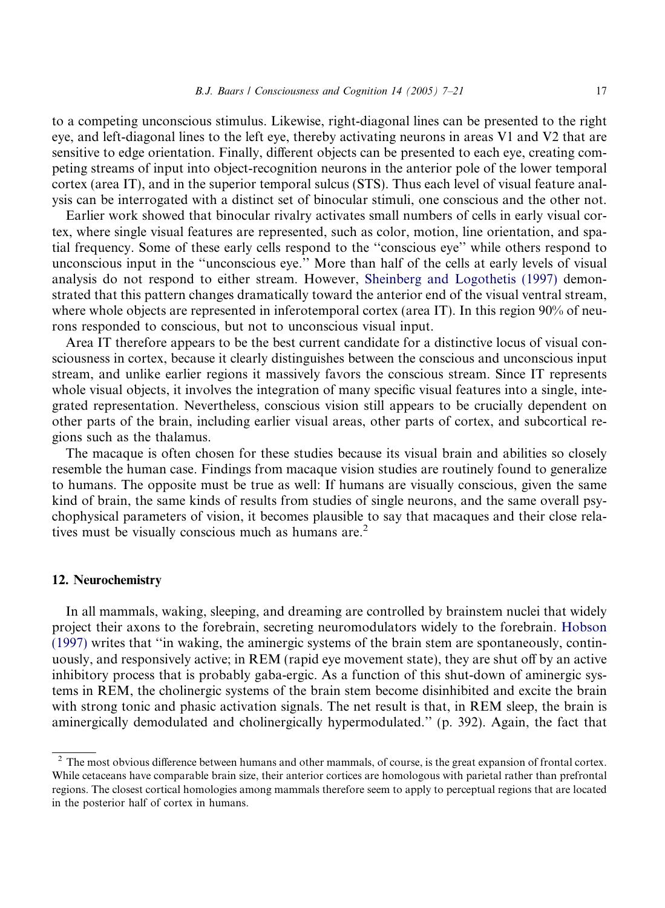to a competing unconscious stimulus. Likewise, right-diagonal lines can be presented to the right eye, and left-diagonal lines to the left eye, thereby activating neurons in areas V1 and V2 that are sensitive to edge orientation. Finally, different objects can be presented to each eye, creating competing streams of input into object-recognition neurons in the anterior pole of the lower temporal cortex (area IT), and in the superior temporal sulcus (STS). Thus each level of visual feature analysis can be interrogated with a distinct set of binocular stimuli, one conscious and the other not.

Earlier work showed that binocular rivalry activates small numbers of cells in early visual cortex, where single visual features are represented, such as color, motion, line orientation, and spatial frequency. Some of these early cells respond to the "conscious eye" while others respond to unconscious input in the "unconscious eye." More than half of the cells at early levels of visual analysis do not respond to either stream. However, Sheinberg and Logothetis (1997) demonstrated that this pattern changes dramatically toward the anterior end of the visual ventral stream, where whole objects are represented in inferotemporal cortex (area IT). In this region 90% of neurons responded to conscious, but not to unconscious visual input.

Area IT therefore appears to be the best current candidate for a distinctive locus of visual consciousness in cortex, because it clearly distinguishes between the conscious and unconscious input stream, and unlike earlier regions it massively favors the conscious stream. Since IT represents whole visual objects, it involves the integration of many specific visual features into a single, integrated representation. Nevertheless, conscious vision still appears to be crucially dependent on other parts of the brain, including earlier visual areas, other parts of cortex, and subcortical regions such as the thalamus.

The macaque is often chosen for these studies because its visual brain and abilities so closely resemble the human case. Findings from macaque vision studies are routinely found to generalize to humans. The opposite must be true as well: If humans are visually conscious, given the same kind of brain, the same kinds of results from studies of single neurons, and the same overall psychophysical parameters of vision, it becomes plausible to say that macaques and their close relatives must be visually conscious much as humans are.[2]

## 12. Neurochemistry

In all mammals, waking, sleeping, and dreaming are controlled by brainstem nuclei that widely project their axons to the forebrain, secreting neuromodulators widely to the forebrain. Hobson (1997) writes that "in waking, the aminergic systems of the brain stem are spontaneously, continuously, and responsively active; in REM (rapid eye movement state), they are shut off by an active inhibitory process that is probably gaba-ergic. As a function of this shut-down of aminergic systems in REM, the cholinergic systems of the brain stem become disinhibited and excite the brain with strong tonic and phasic activation signals. The net result is that, in REM sleep, the brain is aminergically demodulated and cholinergically hypermodulated." (p. 392). Again, the fact that

[2] The most obvious difference between humans and other mammals, of course, is the great expansion of frontal cortex. While cetaceans have comparable brain size, their anterior cortices are homologous with parietal rather than prefrontal regions. The closest cortical homologies among mammals therefore seem to apply to perceptual regions that are located in the posterior half of cortex in humans.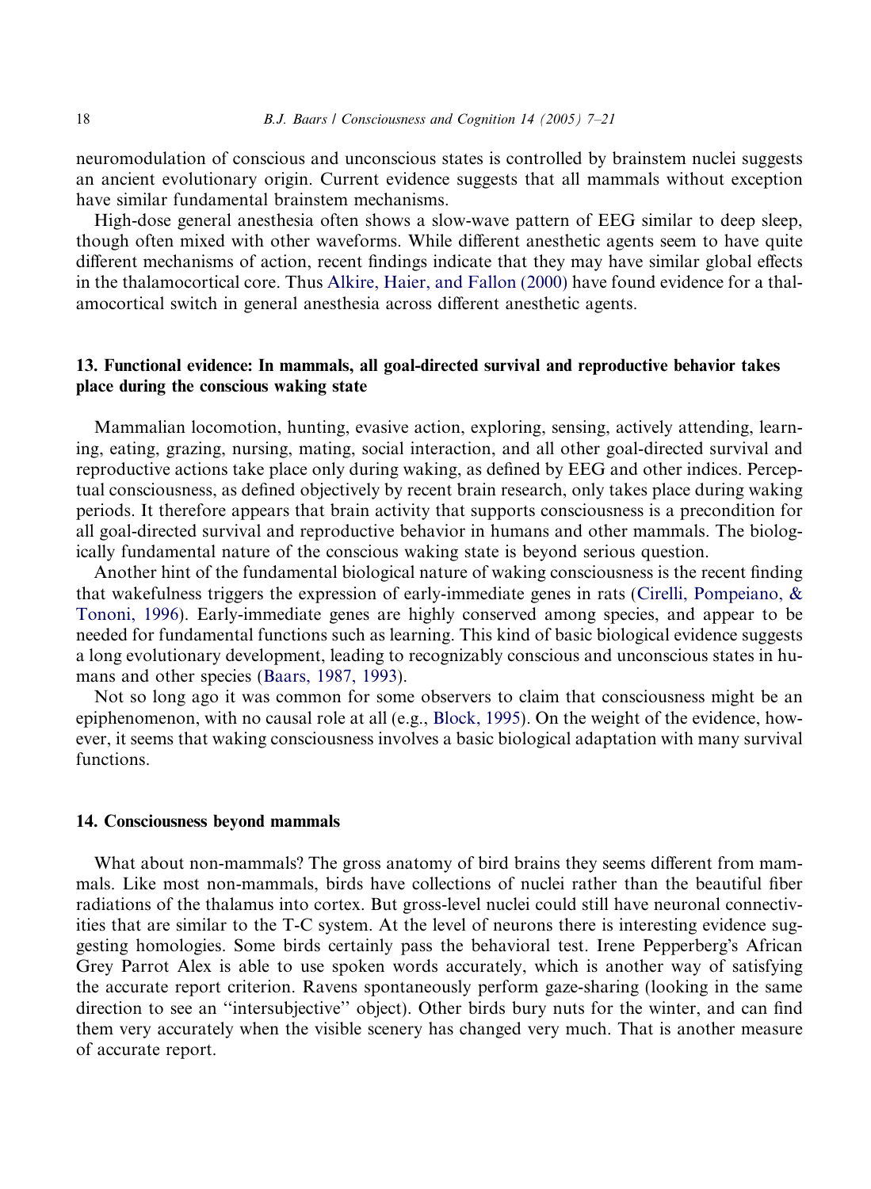neuromodulation of conscious and unconscious states is controlled by brainstem nuclei suggests an ancient evolutionary origin. Current evidence suggests that all mammals without exception have similar fundamental brainstem mechanisms.

High-dose general anesthesia often shows a slow-wave pattern of EEG similar to deep sleep, though often mixed with other waveforms. While different anesthetic agents seem to have quite different mechanisms of action, recent findings indicate that they may have similar global effects in the thalamocortical core. Thus Alkire, Haier, and Fallon (2000) have found evidence for a thalamocortical switch in general anesthesia across different anesthetic agents.

## 13. Functional evidence: In mammals, all goal-directed survival and reproductive behavior takes place during the conscious waking state

Mammalian locomotion, hunting, evasive action, exploring, sensing, actively attending, learning, eating, grazing, nursing, mating, social interaction, and all other goal-directed survival and reproductive actions take place only during waking, as defined by EEG and other indices. Perceptual consciousness, as defined objectively by recent brain research, only takes place during waking periods. It therefore appears that brain activity that supports consciousness is a precondition for all goal-directed survival and reproductive behavior in humans and other mammals. The biologically fundamental nature of the conscious waking state is beyond serious question.

Another hint of the fundamental biological nature of waking consciousness is the recent finding that wakefulness triggers the expression of early-immediate genes in rats (Cirelli, Pompeiano, & Tononi, 1996). Early-immediate genes are highly conserved among species, and appear to be needed for fundamental functions such as learning. This kind of basic biological evidence suggests a long evolutionary development, leading to recognizably conscious and unconscious states in humans and other species (Baars, 1987, 1993).

Not so long ago it was common for some observers to claim that consciousness might be an epiphenomenon, with no causal role at all (e.g., Block, 1995). On the weight of the evidence, however, it seems that waking consciousness involves a basic biological adaptation with many survival functions.

## 14. Consciousness beyond mammals

What about non-mammals? The gross anatomy of bird brains they seems different from mammals. Like most non-mammals, birds have collections of nuclei rather than the beautiful fiber radiations of the thalamus into cortex. But gross-level nuclei could still have neuronal connectivities that are similar to the T-C system. At the level of neurons there is interesting evidence suggesting homologies. Some birds certainly pass the behavioral test. Irene Pepperberg's African Grey Parrot Alex is able to use spoken words accurately, which is another way of satisfying the accurate report criterion. Ravens spontaneously perform gaze-sharing (looking in the same direction to see an ''intersubjective'' object). Other birds bury nuts for the winter, and can find them very accurately when the visible scenery has changed very much. That is another measure of accurate report.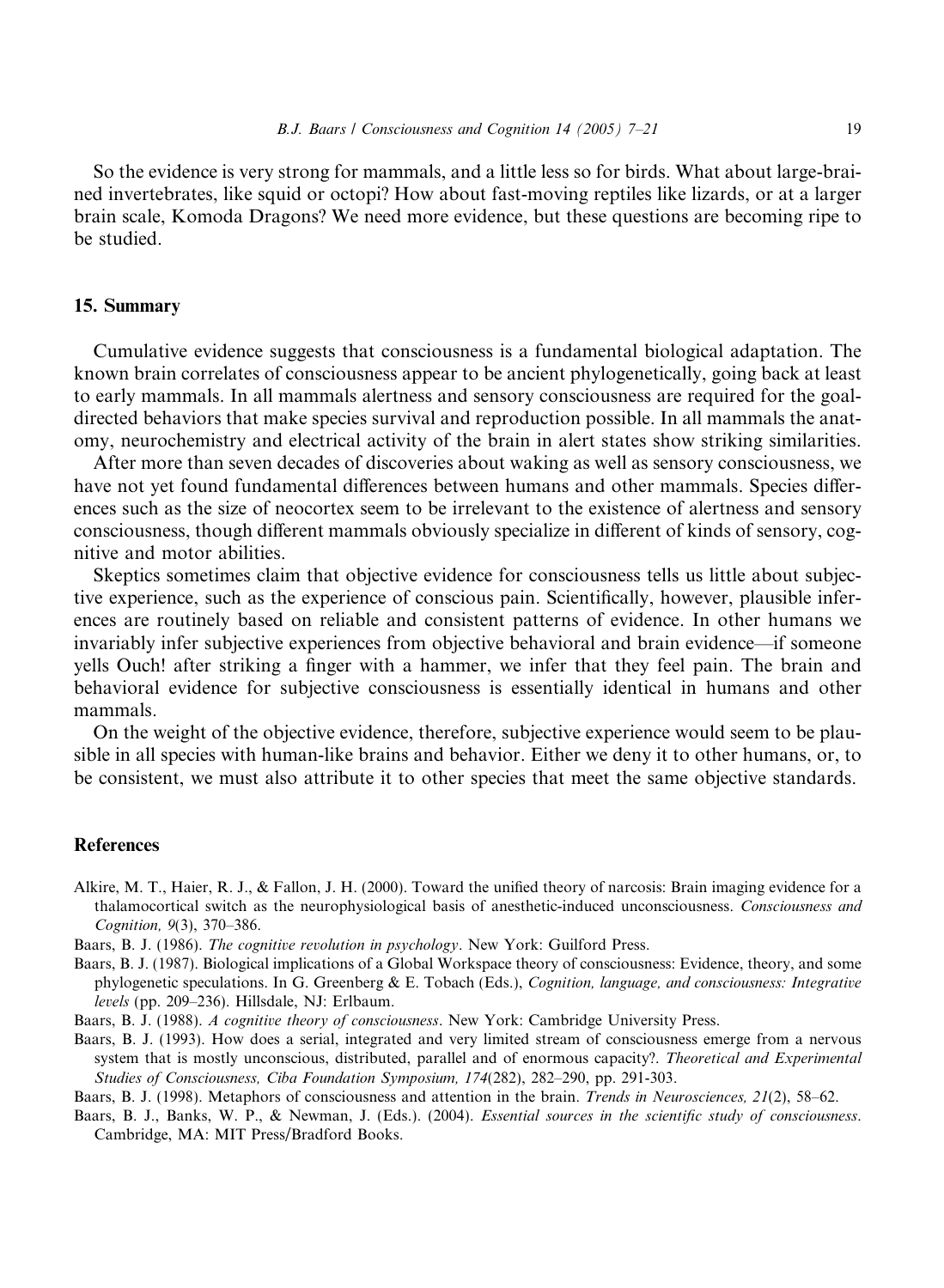So the evidence is very strong for mammals, and a little less so for birds. What about large-brained invertebrates, like squid or octopi? How about fast-moving reptiles like lizards, or at a larger brain scale, Komoda Dragons? We need more evidence, but these questions are becoming ripe to be studied.

## 15. Summary

Cumulative evidence suggests that consciousness is a fundamental biological adaptation. The known brain correlates of consciousness appear to be ancient phylogenetically, going back at least to early mammals. In all mammals alertness and sensory consciousness are required for the goal-directed behaviors that make species survival and reproduction possible. In all mammals the anatomy, neurochemistry and electrical activity of the brain in alert states show striking similarities.

After more than seven decades of discoveries about waking as well as sensory consciousness, we have not yet found fundamental differences between humans and other mammals. Species differences such as the size of neocortex seem to be irrelevant to the existence of alertness and sensory consciousness, though different mammals obviously specialize in different of kinds of sensory, cognitive and motor abilities.

Skeptics sometimes claim that objective evidence for consciousness tells us little about subjective experience, such as the experience of conscious pain. Scientifically, however, plausible inferences are routinely based on reliable and consistent patterns of evidence. In other humans we invariably infer subjective experiences from objective behavioral and brain evidence—if someone yells Ouch! after striking a finger with a hammer, we infer that they feel pain. The brain and behavioral evidence for subjective consciousness is essentially identical in humans and other mammals.

On the weight of the objective evidence, therefore, subjective experience would seem to be plausible in all species with human-like brains and behavior. Either we deny it to other humans, or, to be consistent, we must also attribute it to other species that meet the same objective standards.

## References

Alkire, M. T., Haier, R. J., & Fallon, J. H. (2000). Toward the unified theory of narcosis: Brain imaging evidence for a thalamocortical switch as the neurophysiological basis of anesthetic-induced unconsciousness. *Consciousness and Cognition, 9*(3), 370–386.

Baars, B. J. (1986). *The cognitive revolution in psychology*. New York: Guilford Press.

Baars, B. J. (1987). Biological implications of a Global Workspace theory of consciousness: Evidence, theory, and some phylogenetic speculations. In G. Greenberg & E. Tobach (Eds.), *Cognition, language, and consciousness: Integrative levels* (pp. 209–236). Hillsdale, NJ: Erlbaum.

Baars, B. J. (1988). *A cognitive theory of consciousness*. New York: Cambridge University Press.

Baars, B. J. (1993). How does a serial, integrated and very limited stream of consciousness emerge from a nervous system that is mostly unconscious, distributed, parallel and of enormous capacity?. *Theoretical and Experimental Studies of Consciousness, Ciba Foundation Symposium, 174*(282), 282–290, pp. 291-303.

Baars, B. J. (1998). Metaphors of consciousness and attention in the brain. *Trends in Neurosciences, 21*(2), 58–62.

Baars, B. J., Banks, W. P., & Newman, J. (Eds.). (2004). *Essential sources in the scientific study of consciousness*. Cambridge, MA: MIT Press/Bradford Books.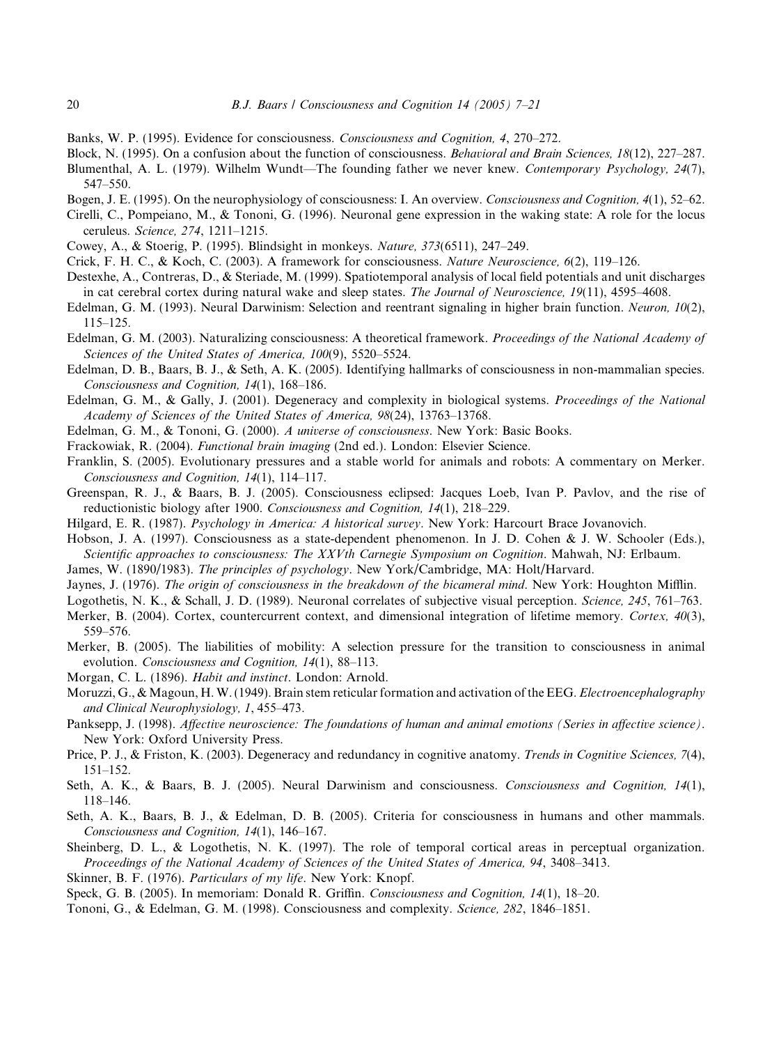Banks, W. P. (1995). Evidence for consciousness. *Consciousness and Cognition, 4*, 270–272.

Block, N. (1995). On a confusion about the function of consciousness. *Behavioral and Brain Sciences, 18*(12), 227–287.

Blumenthal, A. L. (1979). Wilhelm Wundt—The founding father we never knew. *Contemporary Psychology, 24*(7), 547–550.

Bogen, J. E. (1995). On the neurophysiology of consciousness: I. An overview. *Consciousness and Cognition, 4*(1), 52–62.

Cirelli, C., Pompeiano, M., & Tononi, G. (1996). Neuronal gene expression in the waking state: A role for the locus ceruleus. *Science, 274*, 1211–1215.

Cowey, A., & Stoerig, P. (1995). Blindsight in monkeys. *Nature, 373*(6511), 247–249.

Crick, F. H. C., & Koch, C. (2003). A framework for consciousness. *Nature Neuroscience, 6*(2), 119–126.

Destexhe, A., Contreras, D., & Steriade, M. (1999). Spatiotemporal analysis of local field potentials and unit discharges in cat cerebral cortex during natural wake and sleep states. *The Journal of Neuroscience, 19*(11), 4595–4608.

Edelman, G. M. (1993). Neural Darwinism: Selection and reentrant signaling in higher brain function. *Neuron, 10*(2), 115–125.

Edelman, G. M. (2003). Naturalizing consciousness: A theoretical framework. *Proceedings of the National Academy of Sciences of the United States of America, 100*(9), 5520–5524.

Edelman, D. B., Baars, B. J., & Seth, A. K. (2005). Identifying hallmarks of consciousness in non-mammalian species. *Consciousness and Cognition, 14*(1), 168–186.

Edelman, G. M., & Gally, J. (2001). Degeneracy and complexity in biological systems. *Proceedings of the National Academy of Sciences of the United States of America, 98*(24), 13763–13768.

Edelman, G. M., & Tononi, G. (2000). *A universe of consciousness*. New York: Basic Books.

Frackowiak, R. (2004). *Functional brain imaging* (2nd ed.). London: Elsevier Science.

Franklin, S. (2005). Evolutionary pressures and a stable world for animals and robots: A commentary on Merker. *Consciousness and Cognition, 14*(1), 114–117.

Greenspan, R. J., & Baars, B. J. (2005). Consciousness eclipsed: Jacques Loeb, Ivan P. Pavlov, and the rise of reductionistic biology after 1900. *Consciousness and Cognition, 14*(1), 218–229.

Hilgard, E. R. (1987). *Psychology in America: A historical survey*. New York: Harcourt Brace Jovanovich.

Hobson, J. A. (1997). Consciousness as a state-dependent phenomenon. In J. D. Cohen & J. W. Schooler (Eds.), *Scientific approaches to consciousness: The XXVth Carnegie Symposium on Cognition*. Mahwah, NJ: Erlbaum.

James, W. (1890/1983). *The principles of psychology*. New York/Cambridge, MA: Holt/Harvard.

Jaynes, J. (1976). *The origin of consciousness in the breakdown of the bicameral mind*. New York: Houghton Mifflin.

Logothetis, N. K., & Schall, J. D. (1989). Neuronal correlates of subjective visual perception. *Science, 245*, 761–763.

Merker, B. (2004). Cortex, countercurrent context, and dimensional integration of lifetime memory. *Cortex, 40*(3), 559–576.

Merker, B. (2005). The liabilities of mobility: A selection pressure for the transition to consciousness in animal evolution. *Consciousness and Cognition, 14*(1), 88–113.

Morgan, C. L. (1896). *Habit and instinct*. London: Arnold.

Moruzzi, G., & Magoun, H. W. (1949). Brain stem reticular formation and activation of the EEG. *Electroencephalography and Clinical Neurophysiology, 1*, 455–473.

Panksepp, J. (1998). *Affective neuroscience: The foundations of human and animal emotions (Series in affective science)*. New York: Oxford University Press.

Price, P. J., & Friston, K. (2003). Degeneracy and redundancy in cognitive anatomy. *Trends in Cognitive Sciences, 7*(4), 151–152.

Seth, A. K., & Baars, B. J. (2005). Neural Darwinism and consciousness. *Consciousness and Cognition, 14*(1), 118–146.

Seth, A. K., Baars, B. J., & Edelman, D. B. (2005). Criteria for consciousness in humans and other mammals. *Consciousness and Cognition, 14*(1), 146–167.

Sheinberg, D. L., & Logothetis, N. K. (1997). The role of temporal cortical areas in perceptual organization. *Proceedings of the National Academy of Sciences of the United States of America, 94*, 3408–3413.

Skinner, B. F. (1976). *Particulars of my life*. New York: Knopf.

Speck, G. B. (2005). In memoriam: Donald R. Griffin. *Consciousness and Cognition, 14*(1), 18–20.

Tononi, G., & Edelman, G. M. (1998). Consciousness and complexity. *Science, 282*, 1846–1851.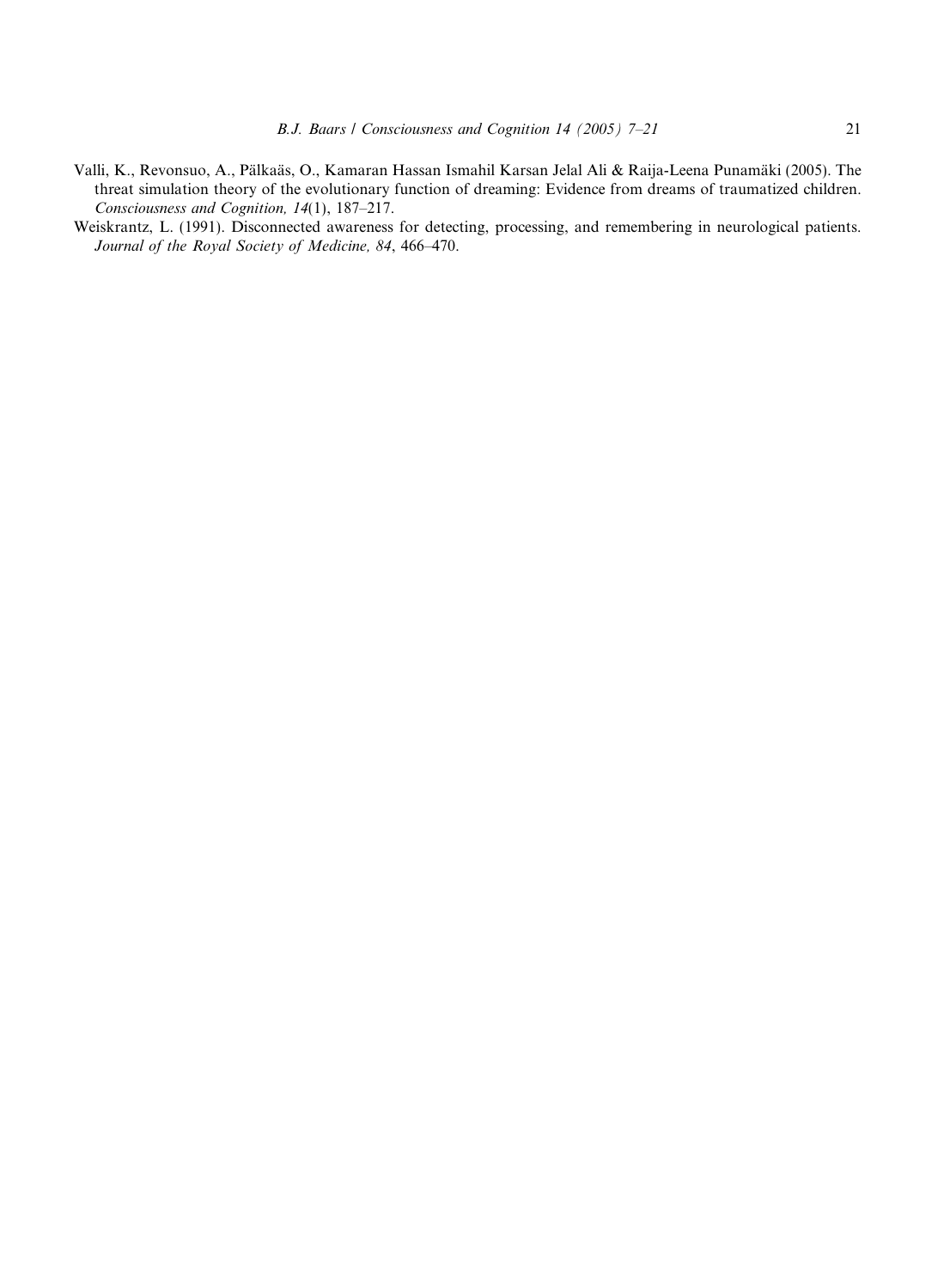Valli, K., Revonsuo, A., Pälkaäs, O., Kamaran Hassan Ismahil Karsan Jelal Ali & Raija-Leena Punamäki (2005). The threat simulation theory of the evolutionary function of dreaming: Evidence from dreams of traumatized children. *Consciousness and Cognition, 14*(1), 187–217.

Weiskrantz, L. (1991). Disconnected awareness for detecting, processing, and remembering in neurological patients. *Journal of the Royal Society of Medicine, 84*, 466–470.